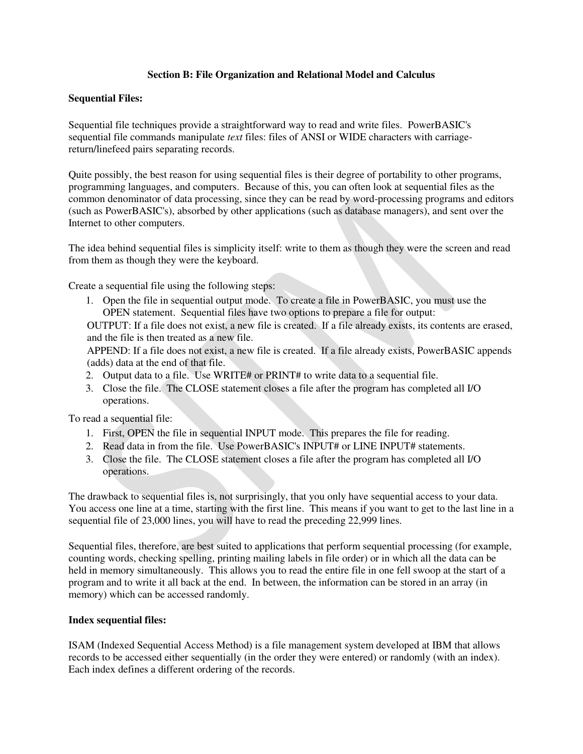## Section B: File Organization and Relational Model and Calculus

**Sequential Files:**

Sequential file techniques provide a straightforward way to read and write files. PowerBASIC's sequential file commands manipulate *text* files: files of ANSI or WIDE characters with carriage-return/linefeed pairs separating records.

Quite possibly, the best reason for using sequential files is their degree of portability to other programs, programming languages, and computers. Because of this, you can often look at sequential files as the common denominator of data processing, since they can be read by word-processing programs and editors (such as PowerBASIC's), absorbed by other applications (such as database managers), and sent over the Internet to other computers.

The idea behind sequential files is simplicity itself: write to them as though they were the screen and read from them as though they were the keyboard.

Create a sequential file using the following steps:

1. Open the file in sequential output mode. To create a file in PowerBASIC, you must use the OPEN statement. Sequential files have two options to prepare a file for output:
   OUTPUT: If a file does not exist, a new file is created. If a file already exists, its contents are erased, and the file is then treated as a new file.
   APPEND: If a file does not exist, a new file is created. If a file already exists, PowerBASIC appends (adds) data at the end of that file.
2. Output data to a file. Use WRITE# or PRINT# to write data to a sequential file.
3. Close the file. The CLOSE statement closes a file after the program has completed all I/O operations.

To read a sequential file:

1. First, OPEN the file in sequential INPUT mode. This prepares the file for reading.
2. Read data in from the file. Use PowerBASIC's INPUT# or LINE INPUT# statements.
3. Close the file. The CLOSE statement closes a file after the program has completed all I/O operations.

The drawback to sequential files is, not surprisingly, that you only have sequential access to your data. You access one line at a time, starting with the first line. This means if you want to get to the last line in a sequential file of 23,000 lines, you will have to read the preceding 22,999 lines.

Sequential files, therefore, are best suited to applications that perform sequential processing (for example, counting words, checking spelling, printing mailing labels in file order) or in which all the data can be held in memory simultaneously. This allows you to read the entire file in one fell swoop at the start of a program and to write it all back at the end. In between, the information can be stored in an array (in memory) which can be accessed randomly.

**Index sequential files:**

ISAM (Indexed Sequential Access Method) is a file management system developed at IBM that allows records to be accessed either sequentially (in the order they were entered) or randomly (with an index). Each index defines a different ordering of the records.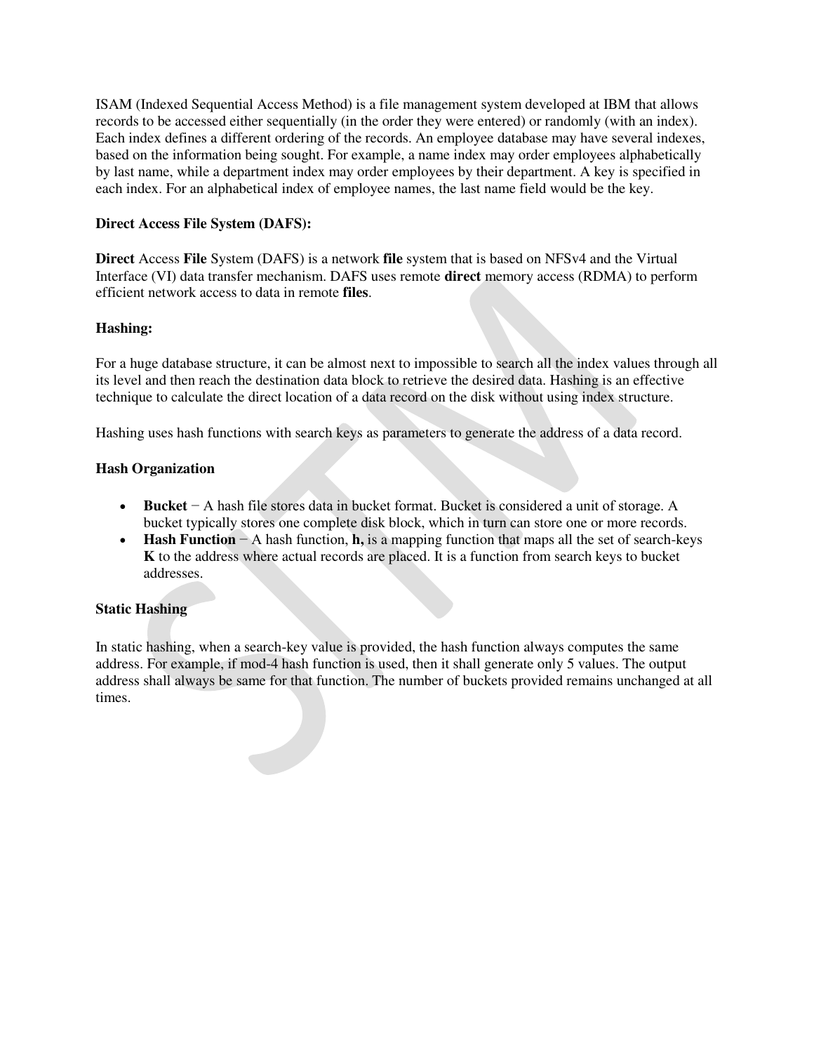ISAM (Indexed Sequential Access Method) is a file management system developed at IBM that allows records to be accessed either sequentially (in the order they were entered) or randomly (with an index). Each index defines a different ordering of the records. An employee database may have several indexes, based on the information being sought. For example, a name index may order employees alphabetically by last name, while a department index may order employees by their department. A key is specified in each index. For an alphabetical index of employee names, the last name field would be the key.

**Direct Access File System (DAFS):**

**Direct** Access **File** System (DAFS) is a network **file** system that is based on NFSv4 and the Virtual Interface (VI) data transfer mechanism. DAFS uses remote **direct** memory access (RDMA) to perform efficient network access to data in remote **files**.

**Hashing:**

For a huge database structure, it can be almost next to impossible to search all the index values through all its level and then reach the destination data block to retrieve the desired data. Hashing is an effective technique to calculate the direct location of a data record on the disk without using index structure.

Hashing uses hash functions with search keys as parameters to generate the address of a data record.

**Hash Organization**

- **Bucket** − A hash file stores data in bucket format. Bucket is considered a unit of storage. A bucket typically stores one complete disk block, which in turn can store one or more records.
- **Hash Function** − A hash function, **h,** is a mapping function that maps all the set of search-keys **K** to the address where actual records are placed. It is a function from search keys to bucket addresses.

**Static Hashing**

In static hashing, when a search-key value is provided, the hash function always computes the same address. For example, if mod-4 hash function is used, then it shall generate only 5 values. The output address shall always be same for that function. The number of buckets provided remains unchanged at all times.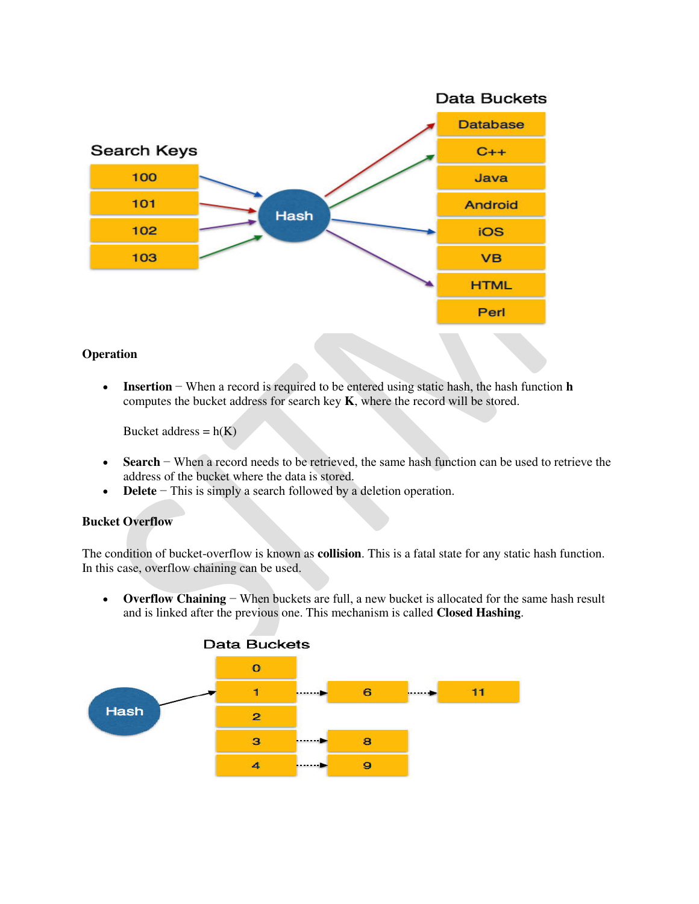Data Buckets

Search Keys

100

101

102

103

Hash

Database

C++

Java

Android

iOS

VB

HTML

Perl

**Operation**

- **Insertion** − When a record is required to be entered using static hash, the hash function **h** computes the bucket address for search key **K**, where the record will be stored.

  Bucket address = h(K)

- **Search** − When a record needs to be retrieved, the same hash function can be used to retrieve the address of the bucket where the data is stored.
- **Delete** − This is simply a search followed by a deletion operation.

**Bucket Overflow**

The condition of bucket-overflow is known as **collision**. This is a fatal state for any static hash function. In this case, overflow chaining can be used.

- **Overflow Chaining** − When buckets are full, a new bucket is allocated for the same hash result and is linked after the previous one. This mechanism is called **Closed Hashing**.

Data Buckets

Hash

0

1

2

3

4

6

11

8

9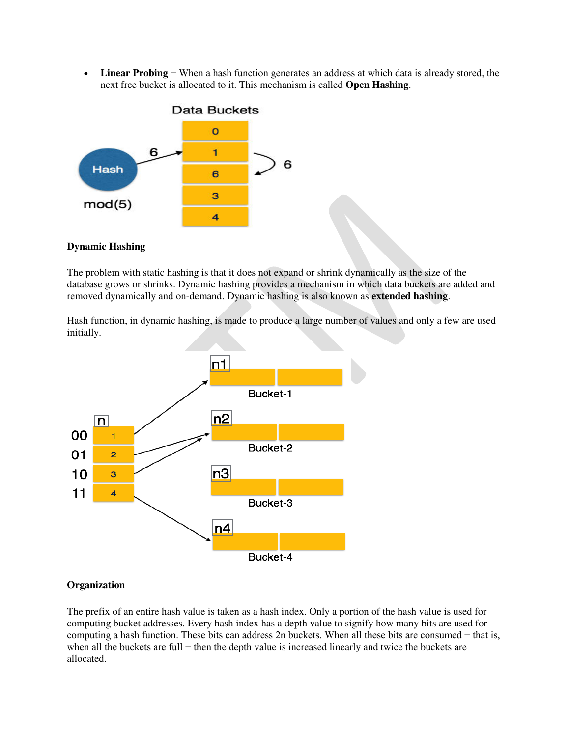- **Linear Probing** − When a hash function generates an address at which data is already stored, the next free bucket is allocated to it. This mechanism is called **Open Hashing**.

Data Buckets

Hash

mod(5)

6

0

1

6

3

4

6

**Dynamic Hashing**

The problem with static hashing is that it does not expand or shrink dynamically as the size of the database grows or shrinks. Dynamic hashing provides a mechanism in which data buckets are added and removed dynamically and on-demand. Dynamic hashing is also known as **extended hashing**.

Hash function, in dynamic hashing, is made to produce a large number of values and only a few are used initially.

n

00 1

01 2

10 3

11 4

n1

Bucket-1

n2

Bucket-2

n3

Bucket-3

n4

Bucket-4

**Organization**

The prefix of an entire hash value is taken as a hash index. Only a portion of the hash value is used for computing bucket addresses. Every hash index has a depth value to signify how many bits are used for computing a hash function. These bits can address 2n buckets. When all these bits are consumed − that is, when all the buckets are full − then the depth value is increased linearly and twice the buckets are allocated.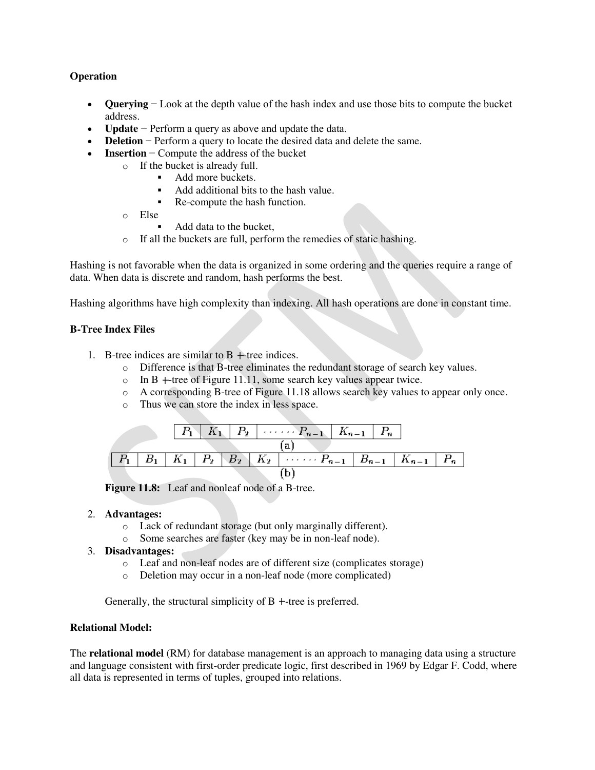**Operation**

- **Querying** − Look at the depth value of the hash index and use those bits to compute the bucket address.
- **Update** − Perform a query as above and update the data.
- **Deletion** − Perform a query to locate the desired data and delete the same.
- **Insertion** − Compute the address of the bucket
  - If the bucket is already full.
    - Add more buckets.
    - Add additional bits to the hash value.
    - Re-compute the hash function.
  - Else
    - Add data to the bucket,
  - If all the buckets are full, perform the remedies of static hashing.

Hashing is not favorable when the data is organized in some ordering and the queries require a range of data. When data is discrete and random, hash performs the best.

Hashing algorithms have high complexity than indexing. All hash operations are done in constant time.

**B-Tree Index Files**

1. B-tree indices are similar to B +-tree indices.
   - Difference is that B-tree eliminates the redundant storage of search key values.
   - In B +-tree of Figure 11.11, some search key values appear twice.
   - A corresponding B-tree of Figure 11.18 allows search key values to appear only once.
   - Thus we can store the index in less space.

| $P_1$ | $K_1$ | $P_2$ | $\cdots\cdots P_{n-1}$ | $K_{n-1}$ | $P_n$ |
|---|---|---|---|---|---|

(a)

| $P_1$ | $B_1$ | $K_1$ | $P_2$ | $B_2$ | $K_2$ | $\cdots\cdots P_{n-1}$ | $B_{n-1}$ | $K_{n-1}$ | $P_n$ |
|---|---|---|---|---|---|---|---|---|---|

(b)

**Figure 11.8:** Leaf and nonleaf node of a B-tree.

2. **Advantages:**
   - Lack of redundant storage (but only marginally different).
   - Some searches are faster (key may be in non-leaf node).
3. **Disadvantages:**
   - Leaf and non-leaf nodes are of different size (complicates storage)
   - Deletion may occur in a non-leaf node (more complicated)

   Generally, the structural simplicity of B +-tree is preferred.

**Relational Model:**

The **relational model** (RM) for database management is an approach to managing data using a structure and language consistent with first-order predicate logic, first described in 1969 by Edgar F. Codd, where all data is represented in terms of tuples, grouped into relations.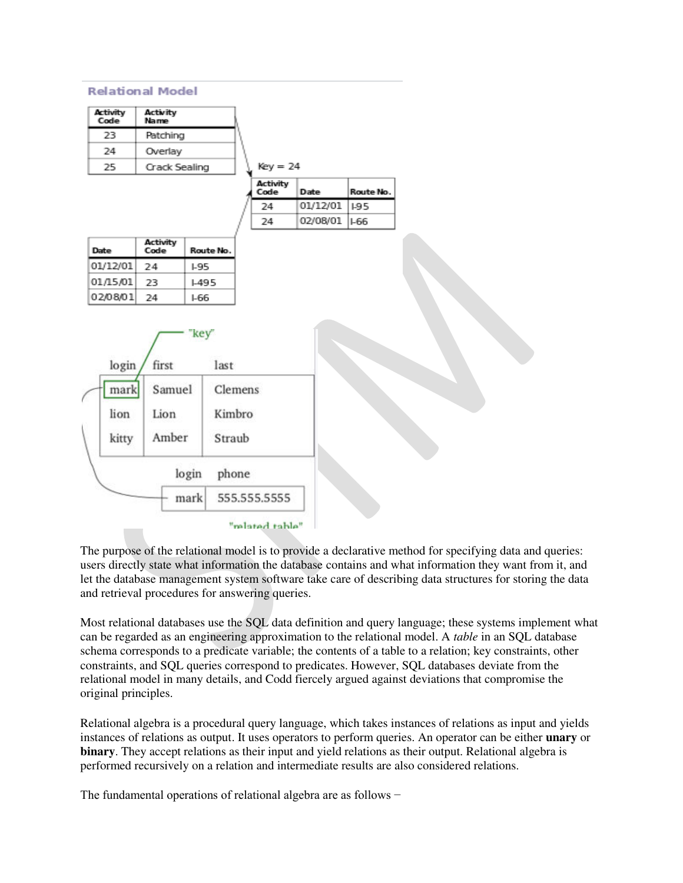Relational Model

| Activity Code | Activity Name |
|---|---|
| 23 | Patching |
| 24 | Overlay |
| 25 | Crack Sealing |

Key = 24

| Activity Code | Date | Route No. |
|---|---|---|
| 24 | 01/12/01 | I-95 |
| 24 | 02/08/01 | I-66 |

| Date | Activity Code | Route No. |
|---|---|---|
| 01/12/01 | 24 | I-95 |
| 01/15/01 | 23 | I-495 |
| 02/08/01 | 24 | I-66 |

"key"

| login | first | last |
|---|---|---|
| mark | Samuel | Clemens |
| lion | Lion | Kimbro |
| kitty | Amber | Straub |

| login | phone |
|---|---|
| mark | 555.555.5555 |

"related table"

The purpose of the relational model is to provide a declarative method for specifying data and queries: users directly state what information the database contains and what information they want from it, and let the database management system software take care of describing data structures for storing the data and retrieval procedures for answering queries.

Most relational databases use the SQL data definition and query language; these systems implement what can be regarded as an engineering approximation to the relational model. A *table* in an SQL database schema corresponds to a predicate variable; the contents of a table to a relation; key constraints, other constraints, and SQL queries correspond to predicates. However, SQL databases deviate from the relational model in many details, and Codd fiercely argued against deviations that compromise the original principles.

Relational algebra is a procedural query language, which takes instances of relations as input and yields instances of relations as output. It uses operators to perform queries. An operator can be either **unary** or **binary**. They accept relations as their input and yield relations as their output. Relational algebra is performed recursively on a relation and intermediate results are also considered relations.

The fundamental operations of relational algebra are as follows −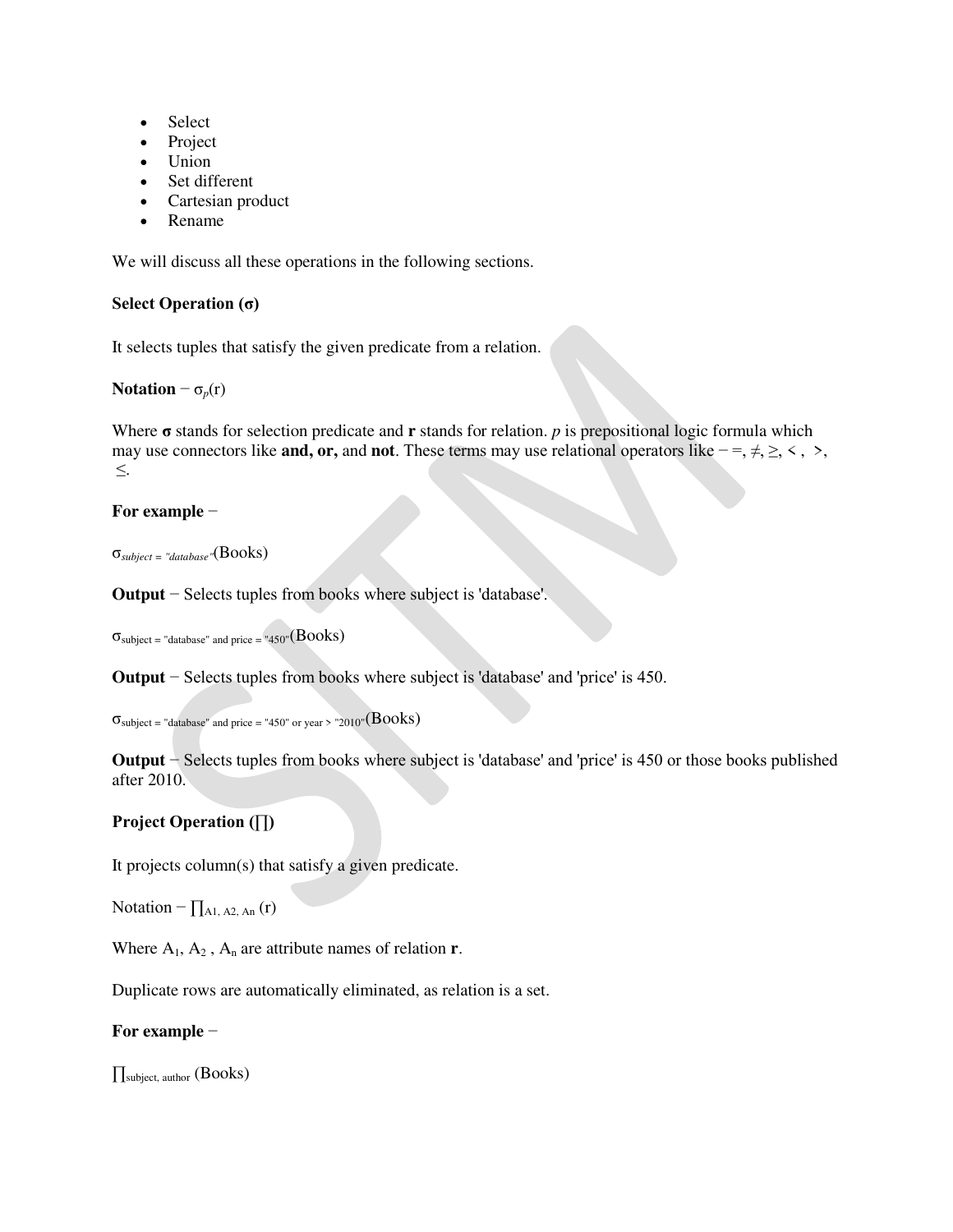- Select
- Project
- Union
- Set different
- Cartesian product
- Rename

We will discuss all these operations in the following sections.

**Select Operation (σ)**

It selects tuples that satisfy the given predicate from a relation.

**Notation** − $\sigma_p(r)$

Where **σ** stands for selection predicate and **r** stands for relation. *p* is prepositional logic formula which may use connectors like **and, or,** and **not**. These terms may use relational operators like − =, ≠, ≥, < , >, ≤.

**For example** −

$\sigma_{subject = \text{"database"}}(\text{Books})$

**Output** − Selects tuples from books where subject is 'database'.

$\sigma_{\text{subject = "database" and price = "450"}}(\text{Books})$

**Output** − Selects tuples from books where subject is 'database' and 'price' is 450.

$\sigma_{\text{subject = "database" and price = "450" or year > "2010"}}(\text{Books})$

**Output** − Selects tuples from books where subject is 'database' and 'price' is 450 or those books published after 2010.

**Project Operation (∏)**

It projects column(s) that satisfy a given predicate.

Notation − $\prod_{A1, A2, An}(r)$

Where $A_1$, $A_2$ , $A_n$ are attribute names of relation **r**.

Duplicate rows are automatically eliminated, as relation is a set.

**For example** −

$\prod_{\text{subject, author}}(\text{Books})$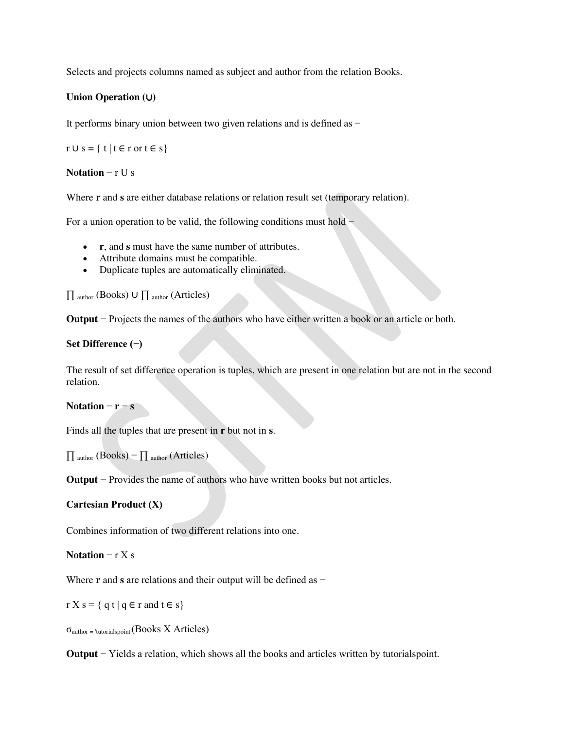Selects and projects columns named as subject and author from the relation Books.

**Union Operation (∪)**

It performs binary union between two given relations and is defined as −

$r \cup s = \{ t \mid t \in r \text{ or } t \in s \}$

**Notation** − r U s

Where **r** and **s** are either database relations or relation result set (temporary relation).

For a union operation to be valid, the following conditions must hold −

- **r**, and **s** must have the same number of attributes.
- Attribute domains must be compatible.
- Duplicate tuples are automatically eliminated.

$\prod_{author} (\text{Books}) \cup \prod_{author} (\text{Articles})$

**Output** − Projects the names of the authors who have either written a book or an article or both.

**Set Difference (−)**

The result of set difference operation is tuples, which are present in one relation but are not in the second relation.

**Notation** − **r** − **s**

Finds all the tuples that are present in **r** but not in **s**.

$\prod_{author} (\text{Books}) - \prod_{author} (\text{Articles})$

**Output** − Provides the name of authors who have written books but not articles.

**Cartesian Product (X)**

Combines information of two different relations into one.

**Notation** − r X s

Where **r** and **s** are relations and their output will be defined as −

$r \text{ X } s = \{ q\, t \mid q \in r \text{ and } t \in s\}$

$\sigma_{author = 'tutorialspoint'}(\text{Books X Articles})$

**Output** − Yields a relation, which shows all the books and articles written by tutorialspoint.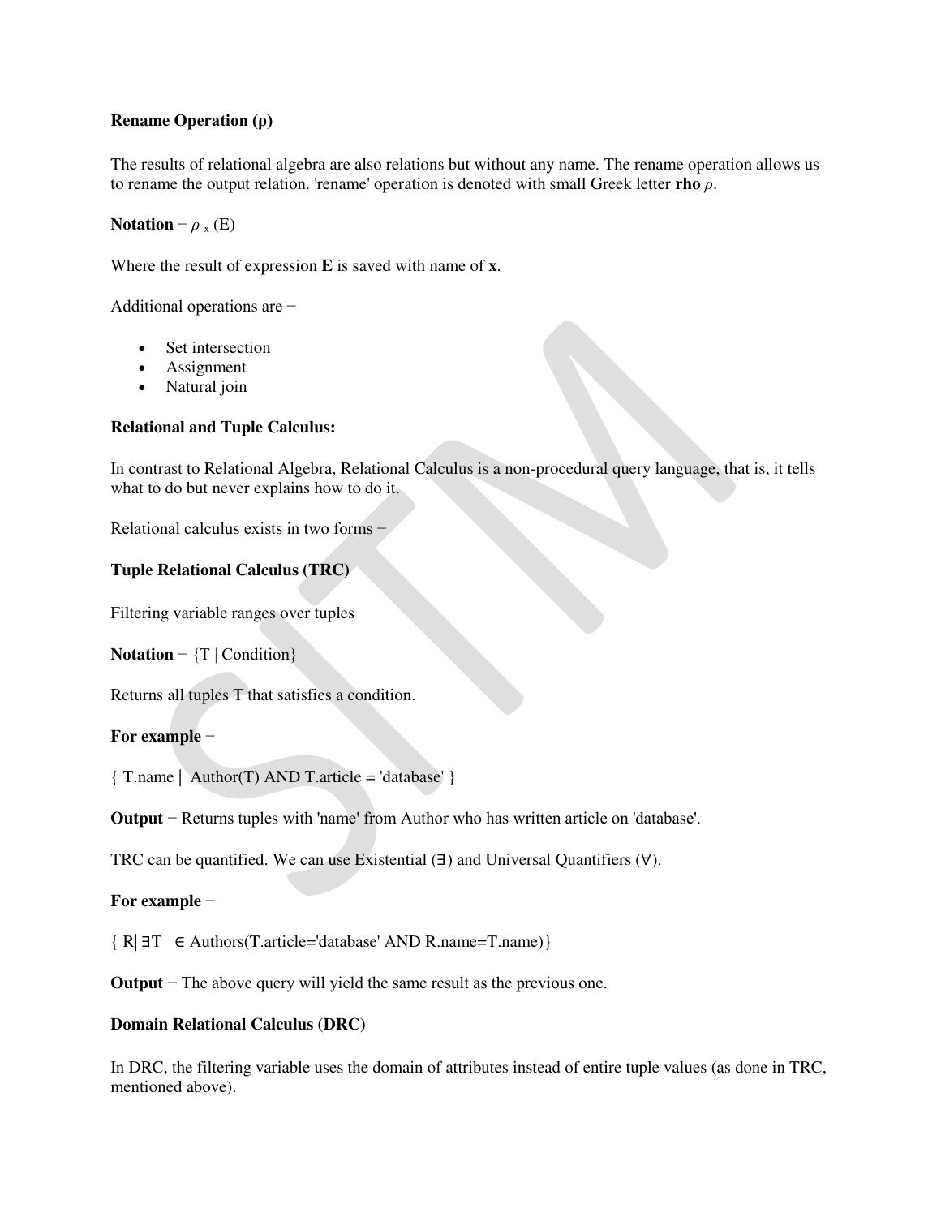**Rename Operation (ρ)**

The results of relational algebra are also relations but without any name. The rename operation allows us to rename the output relation. 'rename' operation is denoted with small Greek letter **rho** *ρ*.

**Notation** − $\rho_x(E)$

Where the result of expression **E** is saved with name of **x**.

Additional operations are −

- Set intersection
- Assignment
- Natural join

**Relational and Tuple Calculus:**

In contrast to Relational Algebra, Relational Calculus is a non-procedural query language, that is, it tells what to do but never explains how to do it.

Relational calculus exists in two forms −

**Tuple Relational Calculus (TRC)**

Filtering variable ranges over tuples

**Notation** − {T | Condition}

Returns all tuples T that satisfies a condition.

**For example** −

{ T.name | Author(T) AND T.article = 'database' }

**Output** − Returns tuples with 'name' from Author who has written article on 'database'.

TRC can be quantified. We can use Existential (∃) and Universal Quantifiers (∀).

**For example** −

{ R| ∃T ∈ Authors(T.article='database' AND R.name=T.name)}

**Output** − The above query will yield the same result as the previous one.

**Domain Relational Calculus (DRC)**

In DRC, the filtering variable uses the domain of attributes instead of entire tuple values (as done in TRC, mentioned above).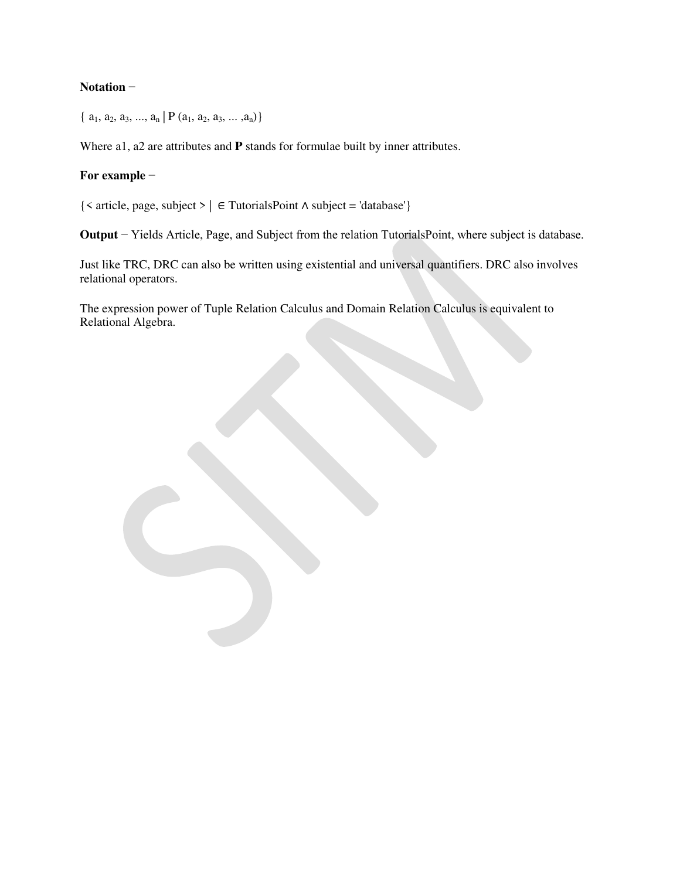**Notation** −

{ $a_1, a_2, a_3, ..., a_n$ | P ($a_1, a_2, a_3, ... ,a_n$)}

Where a1, a2 are attributes and **P** stands for formulae built by inner attributes.

**For example** −

{< article, page, subject > | ∈ TutorialsPoint ∧ subject = 'database'}

**Output** − Yields Article, Page, and Subject from the relation TutorialsPoint, where subject is database.

Just like TRC, DRC can also be written using existential and universal quantifiers. DRC also involves relational operators.

The expression power of Tuple Relation Calculus and Domain Relation Calculus is equivalent to Relational Algebra.